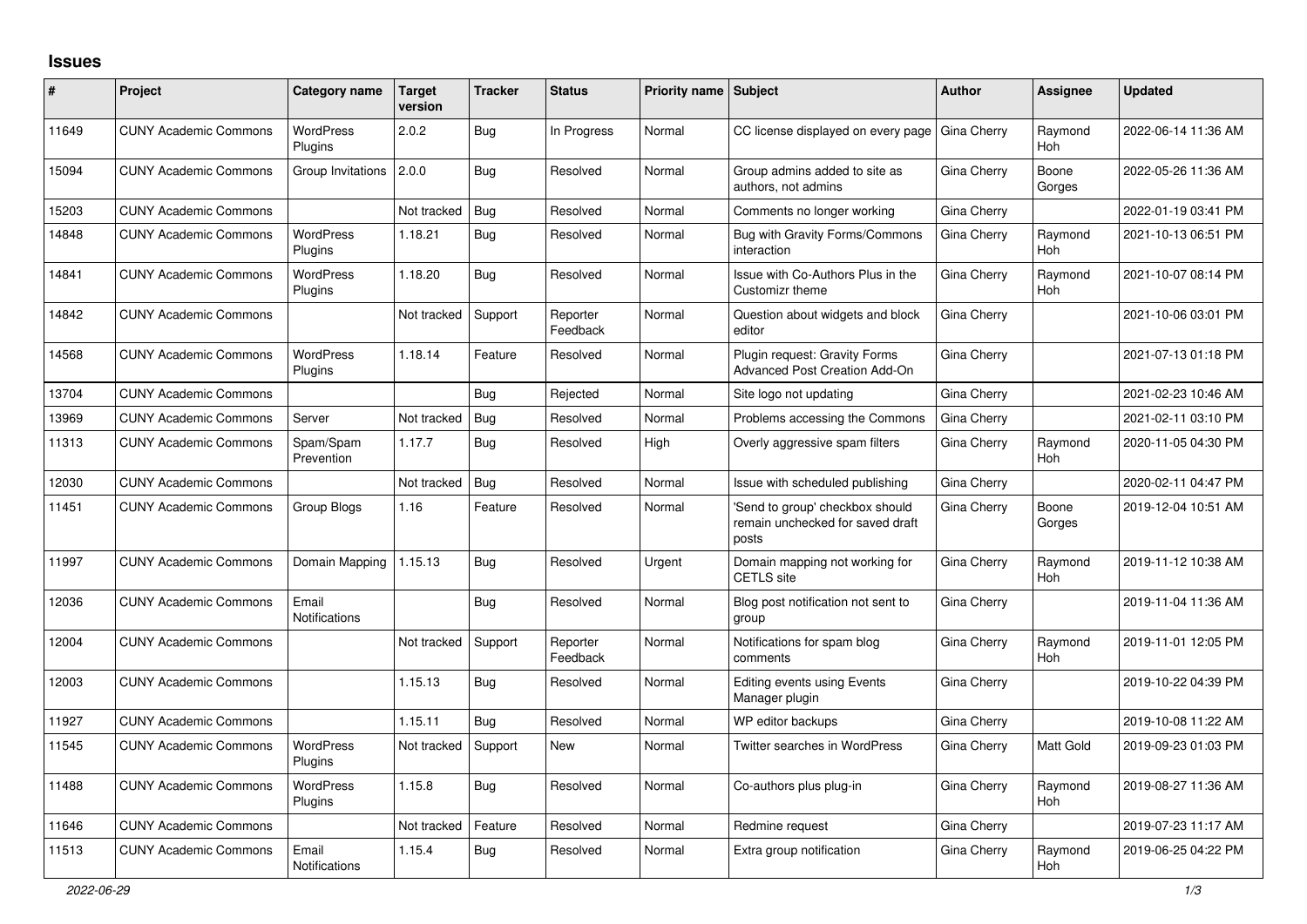## Issues

| # | Project | Category name | Target version | Tracker | Status | Priority name | Subject | Author | Assignee | Updated |
|---|---|---|---|---|---|---|---|---|---|---|
| 11649 | CUNY Academic Commons | WordPress Plugins | 2.0.2 | Bug | In Progress | Normal | CC license displayed on every page | Gina Cherry | Raymond Hoh | 2022-06-14 11:36 AM |
| 15094 | CUNY Academic Commons | Group Invitations | 2.0.0 | Bug | Resolved | Normal | Group admins added to site as authors, not admins | Gina Cherry | Boone Gorges | 2022-05-26 11:36 AM |
| 15203 | CUNY Academic Commons | | Not tracked | Bug | Resolved | Normal | Comments no longer working | Gina Cherry | | 2022-01-19 03:41 PM |
| 14848 | CUNY Academic Commons | WordPress Plugins | 1.18.21 | Bug | Resolved | Normal | Bug with Gravity Forms/Commons interaction | Gina Cherry | Raymond Hoh | 2021-10-13 06:51 PM |
| 14841 | CUNY Academic Commons | WordPress Plugins | 1.18.20 | Bug | Resolved | Normal | Issue with Co-Authors Plus in the Customizr theme | Gina Cherry | Raymond Hoh | 2021-10-07 08:14 PM |
| 14842 | CUNY Academic Commons | | Not tracked | Support | Reporter Feedback | Normal | Question about widgets and block editor | Gina Cherry | | 2021-10-06 03:01 PM |
| 14568 | CUNY Academic Commons | WordPress Plugins | 1.18.14 | Feature | Resolved | Normal | Plugin request: Gravity Forms Advanced Post Creation Add-On | Gina Cherry | | 2021-07-13 01:18 PM |
| 13704 | CUNY Academic Commons | | | Bug | Rejected | Normal | Site logo not updating | Gina Cherry | | 2021-02-23 10:46 AM |
| 13969 | CUNY Academic Commons | Server | Not tracked | Bug | Resolved | Normal | Problems accessing the Commons | Gina Cherry | | 2021-02-11 03:10 PM |
| 11313 | CUNY Academic Commons | Spam/Spam Prevention | 1.17.7 | Bug | Resolved | High | Overly aggressive spam filters | Gina Cherry | Raymond Hoh | 2020-11-05 04:30 PM |
| 12030 | CUNY Academic Commons | | Not tracked | Bug | Resolved | Normal | Issue with scheduled publishing | Gina Cherry | | 2020-02-11 04:47 PM |
| 11451 | CUNY Academic Commons | Group Blogs | 1.16 | Feature | Resolved | Normal | 'Send to group' checkbox should remain unchecked for saved draft posts | Gina Cherry | Boone Gorges | 2019-12-04 10:51 AM |
| 11997 | CUNY Academic Commons | Domain Mapping | 1.15.13 | Bug | Resolved | Urgent | Domain mapping not working for CETLS site | Gina Cherry | Raymond Hoh | 2019-11-12 10:38 AM |
| 12036 | CUNY Academic Commons | Email Notifications | | Bug | Resolved | Normal | Blog post notification not sent to group | Gina Cherry | | 2019-11-04 11:36 AM |
| 12004 | CUNY Academic Commons | | Not tracked | Support | Reporter Feedback | Normal | Notifications for spam blog comments | Gina Cherry | Raymond Hoh | 2019-11-01 12:05 PM |
| 12003 | CUNY Academic Commons | | 1.15.13 | Bug | Resolved | Normal | Editing events using Events Manager plugin | Gina Cherry | | 2019-10-22 04:39 PM |
| 11927 | CUNY Academic Commons | | 1.15.11 | Bug | Resolved | Normal | WP editor backups | Gina Cherry | | 2019-10-08 11:22 AM |
| 11545 | CUNY Academic Commons | WordPress Plugins | Not tracked | Support | New | Normal | Twitter searches in WordPress | Gina Cherry | Matt Gold | 2019-09-23 01:03 PM |
| 11488 | CUNY Academic Commons | WordPress Plugins | 1.15.8 | Bug | Resolved | Normal | Co-authors plus plug-in | Gina Cherry | Raymond Hoh | 2019-08-27 11:36 AM |
| 11646 | CUNY Academic Commons | | Not tracked | Feature | Resolved | Normal | Redmine request | Gina Cherry | | 2019-07-23 11:17 AM |
| 11513 | CUNY Academic Commons | Email Notifications | 1.15.4 | Bug | Resolved | Normal | Extra group notification | Gina Cherry | Raymond Hoh | 2019-06-25 04:22 PM |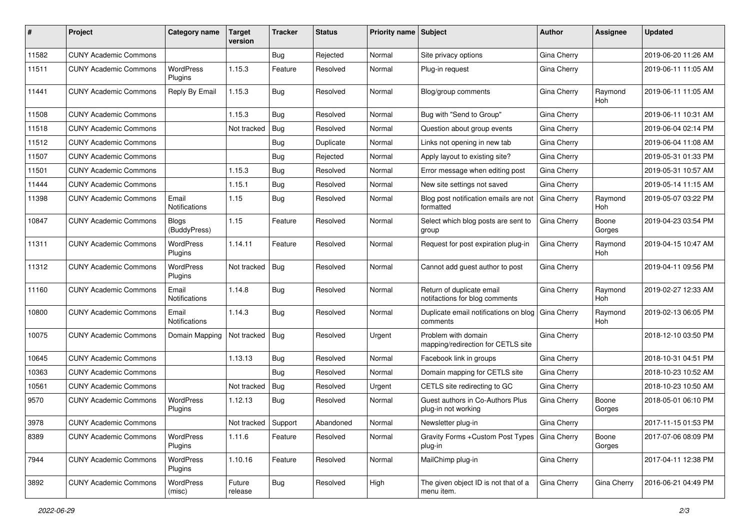| # | Project | Category name | Target version | Tracker | Status | Priority name | Subject | Author | Assignee | Updated |
|---|---|---|---|---|---|---|---|---|---|---|
| 11582 | CUNY Academic Commons | | | Bug | Rejected | Normal | Site privacy options | Gina Cherry | | 2019-06-20 11:26 AM |
| 11511 | CUNY Academic Commons | WordPress Plugins | 1.15.3 | Feature | Resolved | Normal | Plug-in request | Gina Cherry | | 2019-06-11 11:05 AM |
| 11441 | CUNY Academic Commons | Reply By Email | 1.15.3 | Bug | Resolved | Normal | Blog/group comments | Gina Cherry | Raymond Hoh | 2019-06-11 11:05 AM |
| 11508 | CUNY Academic Commons | | 1.15.3 | Bug | Resolved | Normal | Bug with "Send to Group" | Gina Cherry | | 2019-06-11 10:31 AM |
| 11518 | CUNY Academic Commons | | Not tracked | Bug | Resolved | Normal | Question about group events | Gina Cherry | | 2019-06-04 02:14 PM |
| 11512 | CUNY Academic Commons | | | Bug | Duplicate | Normal | Links not opening in new tab | Gina Cherry | | 2019-06-04 11:08 AM |
| 11507 | CUNY Academic Commons | | | Bug | Rejected | Normal | Apply layout to existing site? | Gina Cherry | | 2019-05-31 01:33 PM |
| 11501 | CUNY Academic Commons | | 1.15.3 | Bug | Resolved | Normal | Error message when editing post | Gina Cherry | | 2019-05-31 10:57 AM |
| 11444 | CUNY Academic Commons | | 1.15.1 | Bug | Resolved | Normal | New site settings not saved | Gina Cherry | | 2019-05-14 11:15 AM |
| 11398 | CUNY Academic Commons | Email Notifications | 1.15 | Bug | Resolved | Normal | Blog post notification emails are not formatted | Gina Cherry | Raymond Hoh | 2019-05-07 03:22 PM |
| 10847 | CUNY Academic Commons | Blogs (BuddyPress) | 1.15 | Feature | Resolved | Normal | Select which blog posts are sent to group | Gina Cherry | Boone Gorges | 2019-04-23 03:54 PM |
| 11311 | CUNY Academic Commons | WordPress Plugins | 1.14.11 | Feature | Resolved | Normal | Request for post expiration plug-in | Gina Cherry | Raymond Hoh | 2019-04-15 10:47 AM |
| 11312 | CUNY Academic Commons | WordPress Plugins | Not tracked | Bug | Resolved | Normal | Cannot add guest author to post | Gina Cherry | | 2019-04-11 09:56 PM |
| 11160 | CUNY Academic Commons | Email Notifications | 1.14.8 | Bug | Resolved | Normal | Return of duplicate email notifactions for blog comments | Gina Cherry | Raymond Hoh | 2019-02-27 12:33 AM |
| 10800 | CUNY Academic Commons | Email Notifications | 1.14.3 | Bug | Resolved | Normal | Duplicate email notifications on blog comments | Gina Cherry | Raymond Hoh | 2019-02-13 06:05 PM |
| 10075 | CUNY Academic Commons | Domain Mapping | Not tracked | Bug | Resolved | Urgent | Problem with domain mapping/redirection for CETLS site | Gina Cherry | | 2018-12-10 03:50 PM |
| 10645 | CUNY Academic Commons | | 1.13.13 | Bug | Resolved | Normal | Facebook link in groups | Gina Cherry | | 2018-10-31 04:51 PM |
| 10363 | CUNY Academic Commons | | | Bug | Resolved | Normal | Domain mapping for CETLS site | Gina Cherry | | 2018-10-23 10:52 AM |
| 10561 | CUNY Academic Commons | | Not tracked | Bug | Resolved | Urgent | CETLS site redirecting to GC | Gina Cherry | | 2018-10-23 10:50 AM |
| 9570 | CUNY Academic Commons | WordPress Plugins | 1.12.13 | Bug | Resolved | Normal | Guest authors in Co-Authors Plus plug-in not working | Gina Cherry | Boone Gorges | 2018-05-01 06:10 PM |
| 3978 | CUNY Academic Commons | | Not tracked | Support | Abandoned | Normal | Newsletter plug-in | Gina Cherry | | 2017-11-15 01:53 PM |
| 8389 | CUNY Academic Commons | WordPress Plugins | 1.11.6 | Feature | Resolved | Normal | Gravity Forms +Custom Post Types plug-in | Gina Cherry | Boone Gorges | 2017-07-06 08:09 PM |
| 7944 | CUNY Academic Commons | WordPress Plugins | 1.10.16 | Feature | Resolved | Normal | MailChimp plug-in | Gina Cherry | | 2017-04-11 12:38 PM |
| 3892 | CUNY Academic Commons | WordPress (misc) | Future release | Bug | Resolved | High | The given object ID is not that of a menu item. | Gina Cherry | Gina Cherry | 2016-06-21 04:49 PM |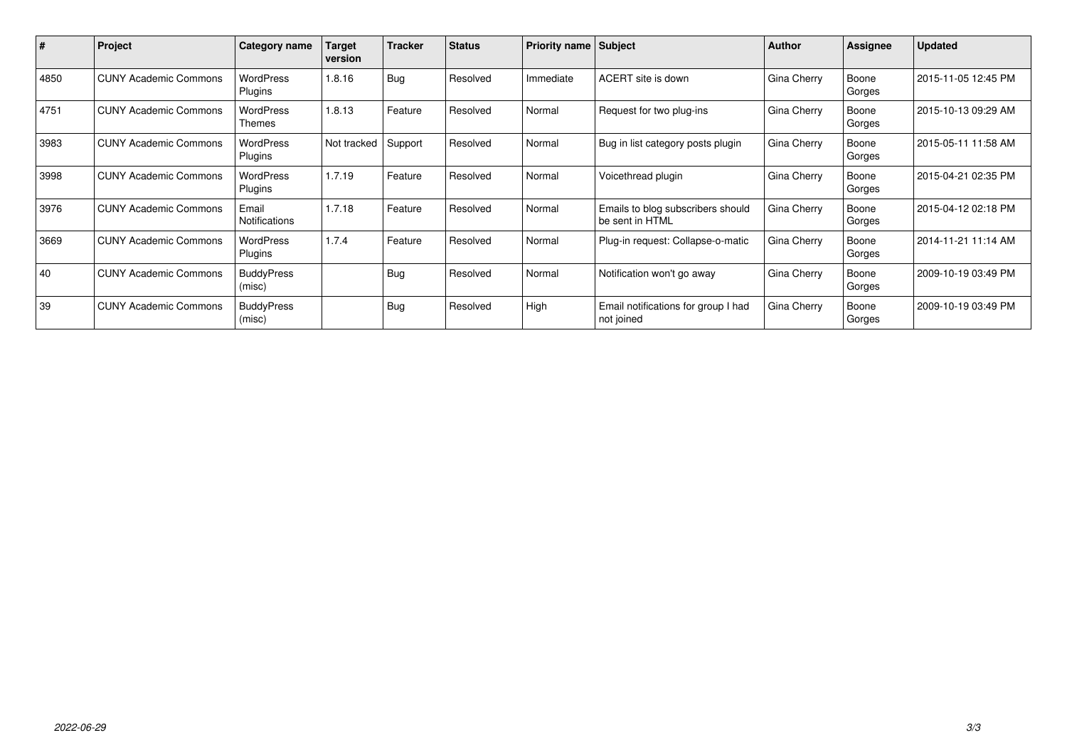| # | Project | Category name | Target version | Tracker | Status | Priority name | Subject | Author | Assignee | Updated |
|---|---|---|---|---|---|---|---|---|---|---|
| 4850 | CUNY Academic Commons | WordPress Plugins | 1.8.16 | Bug | Resolved | Immediate | ACERT site is down | Gina Cherry | Boone Gorges | 2015-11-05 12:45 PM |
| 4751 | CUNY Academic Commons | WordPress Themes | 1.8.13 | Feature | Resolved | Normal | Request for two plug-ins | Gina Cherry | Boone Gorges | 2015-10-13 09:29 AM |
| 3983 | CUNY Academic Commons | WordPress Plugins | Not tracked | Support | Resolved | Normal | Bug in list category posts plugin | Gina Cherry | Boone Gorges | 2015-05-11 11:58 AM |
| 3998 | CUNY Academic Commons | WordPress Plugins | 1.7.19 | Feature | Resolved | Normal | Voicethread plugin | Gina Cherry | Boone Gorges | 2015-04-21 02:35 PM |
| 3976 | CUNY Academic Commons | Email Notifications | 1.7.18 | Feature | Resolved | Normal | Emails to blog subscribers should be sent in HTML | Gina Cherry | Boone Gorges | 2015-04-12 02:18 PM |
| 3669 | CUNY Academic Commons | WordPress Plugins | 1.7.4 | Feature | Resolved | Normal | Plug-in request: Collapse-o-matic | Gina Cherry | Boone Gorges | 2014-11-21 11:14 AM |
| 40 | CUNY Academic Commons | BuddyPress (misc) | | Bug | Resolved | Normal | Notification won't go away | Gina Cherry | Boone Gorges | 2009-10-19 03:49 PM |
| 39 | CUNY Academic Commons | BuddyPress (misc) | | Bug | Resolved | High | Email notifications for group I had not joined | Gina Cherry | Boone Gorges | 2009-10-19 03:49 PM |